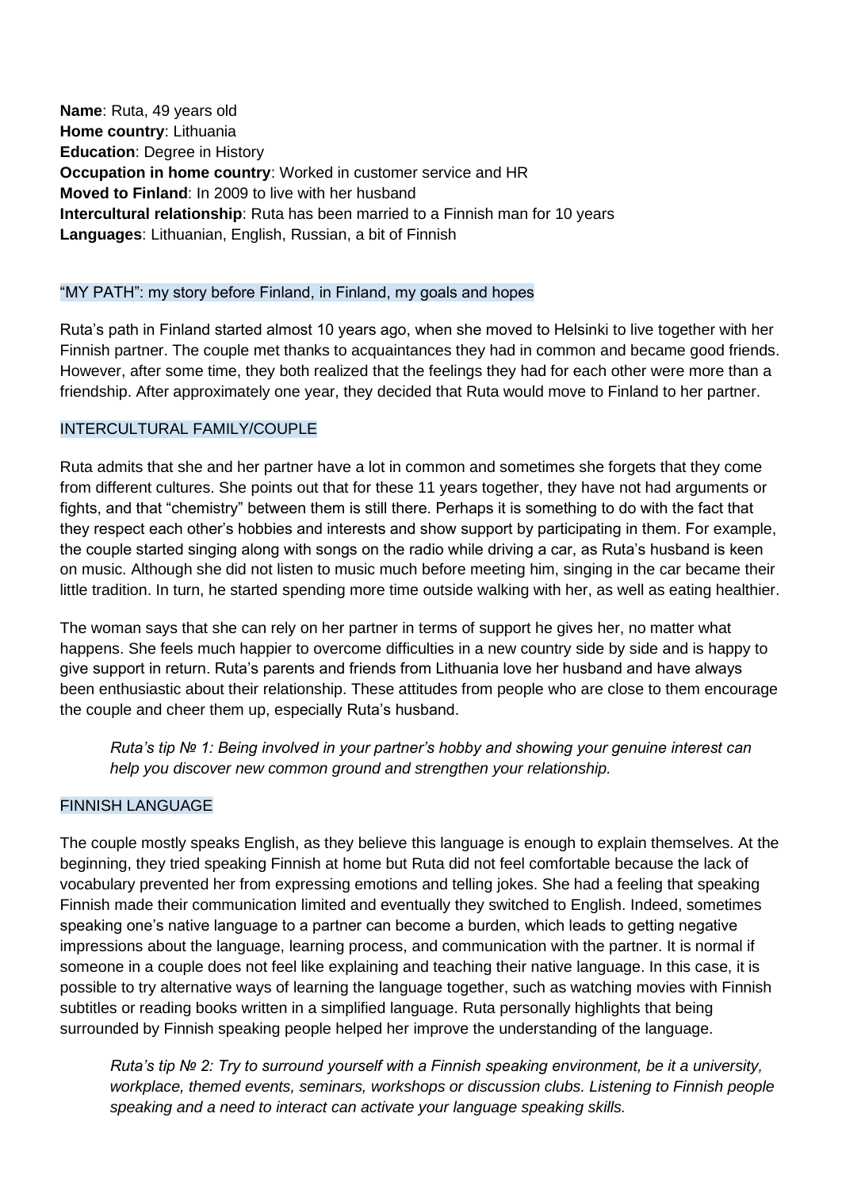**Name**: Ruta, 49 years old
**Home country**: Lithuania
**Education**: Degree in History
**Occupation in home country**: Worked in customer service and HR
**Moved to Finland**: In 2009 to live with her husband
**Intercultural relationship**: Ruta has been married to a Finnish man for 10 years
**Languages**: Lithuanian, English, Russian, a bit of Finnish

## "MY PATH": my story before Finland, in Finland, my goals and hopes

Ruta's path in Finland started almost 10 years ago, when she moved to Helsinki to live together with her Finnish partner. The couple met thanks to acquaintances they had in common and became good friends. However, after some time, they both realized that the feelings they had for each other were more than a friendship. After approximately one year, they decided that Ruta would move to Finland to her partner.

## INTERCULTURAL FAMILY/COUPLE

Ruta admits that she and her partner have a lot in common and sometimes she forgets that they come from different cultures. She points out that for these 11 years together, they have not had arguments or fights, and that "chemistry" between them is still there. Perhaps it is something to do with the fact that they respect each other's hobbies and interests and show support by participating in them. For example, the couple started singing along with songs on the radio while driving a car, as Ruta's husband is keen on music. Although she did not listen to music much before meeting him, singing in the car became their little tradition. In turn, he started spending more time outside walking with her, as well as eating healthier.

The woman says that she can rely on her partner in terms of support he gives her, no matter what happens. She feels much happier to overcome difficulties in a new country side by side and is happy to give support in return. Ruta's parents and friends from Lithuania love her husband and have always been enthusiastic about their relationship. These attitudes from people who are close to them encourage the couple and cheer them up, especially Ruta's husband.

> *Ruta's tip № 1: Being involved in your partner's hobby and showing your genuine interest can help you discover new common ground and strengthen your relationship.*

## FINNISH LANGUAGE

The couple mostly speaks English, as they believe this language is enough to explain themselves. At the beginning, they tried speaking Finnish at home but Ruta did not feel comfortable because the lack of vocabulary prevented her from expressing emotions and telling jokes. She had a feeling that speaking Finnish made their communication limited and eventually they switched to English. Indeed, sometimes speaking one's native language to a partner can become a burden, which leads to getting negative impressions about the language, learning process, and communication with the partner. It is normal if someone in a couple does not feel like explaining and teaching their native language. In this case, it is possible to try alternative ways of learning the language together, such as watching movies with Finnish subtitles or reading books written in a simplified language. Ruta personally highlights that being surrounded by Finnish speaking people helped her improve the understanding of the language.

> *Ruta's tip № 2: Try to surround yourself with a Finnish speaking environment, be it a university, workplace, themed events, seminars, workshops or discussion clubs. Listening to Finnish people speaking and a need to interact can activate your language speaking skills.*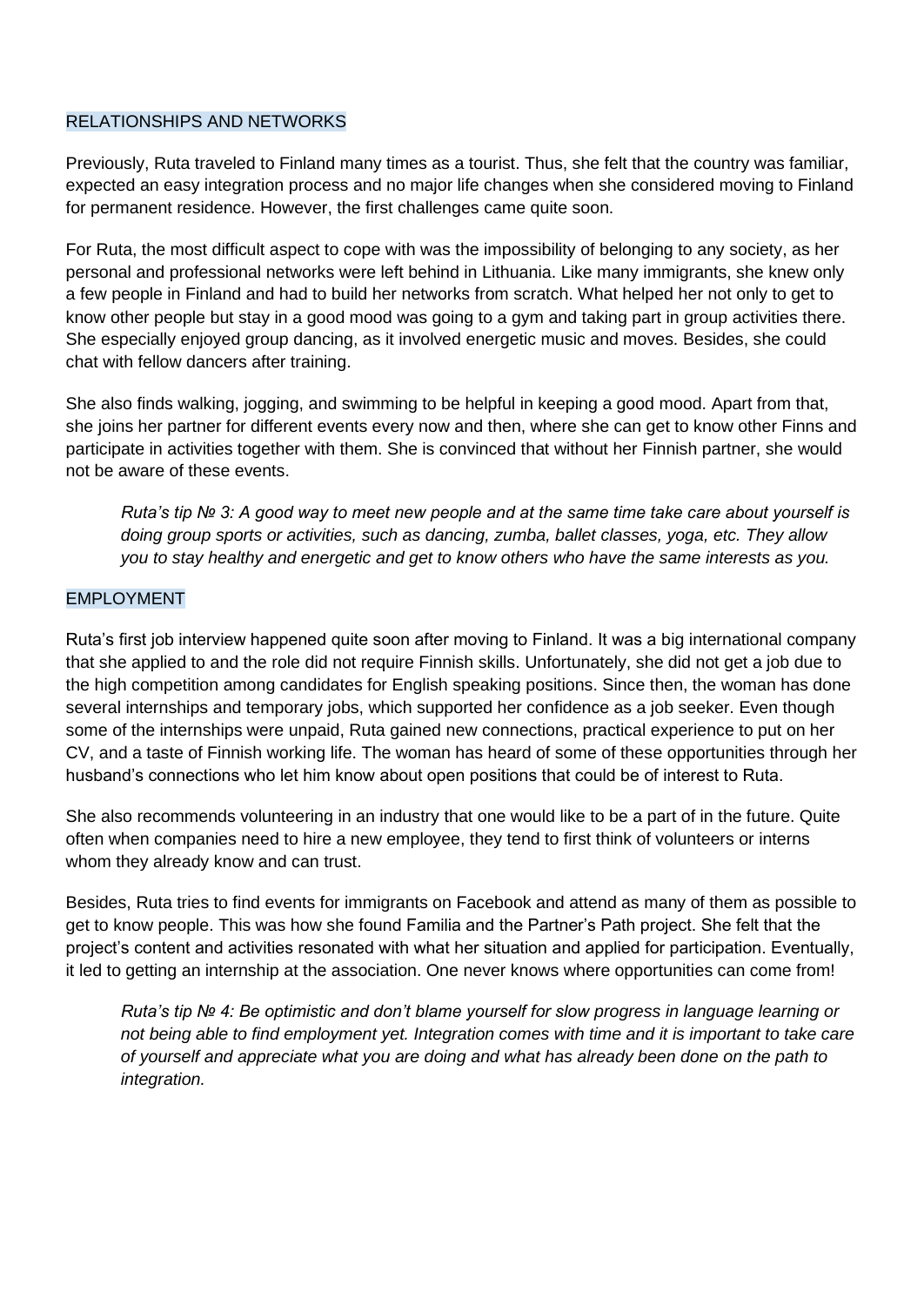## RELATIONSHIPS AND NETWORKS

Previously, Ruta traveled to Finland many times as a tourist. Thus, she felt that the country was familiar, expected an easy integration process and no major life changes when she considered moving to Finland for permanent residence. However, the first challenges came quite soon.

For Ruta, the most difficult aspect to cope with was the impossibility of belonging to any society, as her personal and professional networks were left behind in Lithuania. Like many immigrants, she knew only a few people in Finland and had to build her networks from scratch. What helped her not only to get to know other people but stay in a good mood was going to a gym and taking part in group activities there. She especially enjoyed group dancing, as it involved energetic music and moves. Besides, she could chat with fellow dancers after training.

She also finds walking, jogging, and swimming to be helpful in keeping a good mood. Apart from that, she joins her partner for different events every now and then, where she can get to know other Finns and participate in activities together with them. She is convinced that without her Finnish partner, she would not be aware of these events.

> *Ruta's tip № 3: A good way to meet new people and at the same time take care about yourself is doing group sports or activities, such as dancing, zumba, ballet classes, yoga, etc. They allow you to stay healthy and energetic and get to know others who have the same interests as you.*

## EMPLOYMENT

Ruta's first job interview happened quite soon after moving to Finland. It was a big international company that she applied to and the role did not require Finnish skills. Unfortunately, she did not get a job due to the high competition among candidates for English speaking positions. Since then, the woman has done several internships and temporary jobs, which supported her confidence as a job seeker. Even though some of the internships were unpaid, Ruta gained new connections, practical experience to put on her CV, and a taste of Finnish working life. The woman has heard of some of these opportunities through her husband's connections who let him know about open positions that could be of interest to Ruta.

She also recommends volunteering in an industry that one would like to be a part of in the future. Quite often when companies need to hire a new employee, they tend to first think of volunteers or interns whom they already know and can trust.

Besides, Ruta tries to find events for immigrants on Facebook and attend as many of them as possible to get to know people. This was how she found Familia and the Partner's Path project. She felt that the project's content and activities resonated with what her situation and applied for participation. Eventually, it led to getting an internship at the association. One never knows where opportunities can come from!

> *Ruta's tip № 4: Be optimistic and don't blame yourself for slow progress in language learning or not being able to find employment yet. Integration comes with time and it is important to take care of yourself and appreciate what you are doing and what has already been done on the path to integration.*